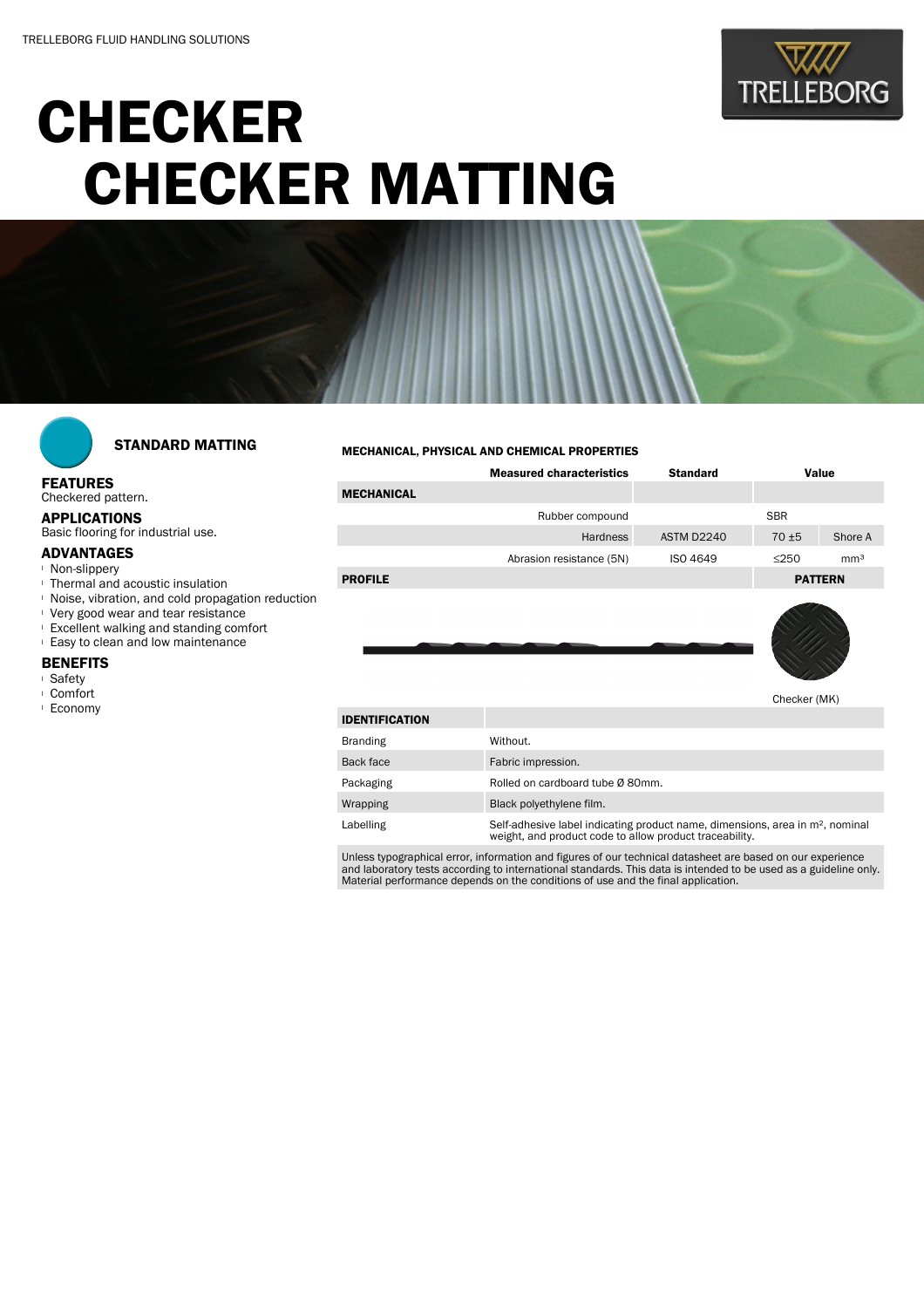TRELLEBORG FLUID HANDLING SOLUTIONS

# CHECKER
# CHECKER MATTING

## STANDARD MATTING

### FEATURES
Checkered pattern.

### APPLICATIONS
Basic flooring for industrial use.

### ADVANTAGES
- Non-slippery
- Thermal and acoustic insulation
- Noise, vibration, and cold propagation reduction
- Very good wear and tear resistance
- Excellent walking and standing comfort
- Easy to clean and low maintenance

### BENEFITS
- Safety
- Comfort
- Economy

### MECHANICAL, PHYSICAL AND CHEMICAL PROPERTIES

| | Measured characteristics | Standard | Value | |
|---|---|---|---|---|
| **MECHANICAL** | | | | |
| | Rubber compound | | SBR | |
| | Hardness | ASTM D2240 | 70 ±5 | Shore A |
| | Abrasion resistance (5N) | ISO 4649 | ≤250 | mm³ |
| **PROFILE** | | | **PATTERN** | |

Checker (MK)

| IDENTIFICATION | |
|---|---|
| Branding | Without. |
| Back face | Fabric impression. |
| Packaging | Rolled on cardboard tube Ø 80mm. |
| Wrapping | Black polyethylene film. |
| Labelling | Self-adhesive label indicating product name, dimensions, area in m², nominal weight, and product code to allow product traceability. |

Unless typographical error, information and figures of our technical datasheet are based on our experience and laboratory tests according to international standards. This data is intended to be used as a guideline only. Material performance depends on the conditions of use and the final application.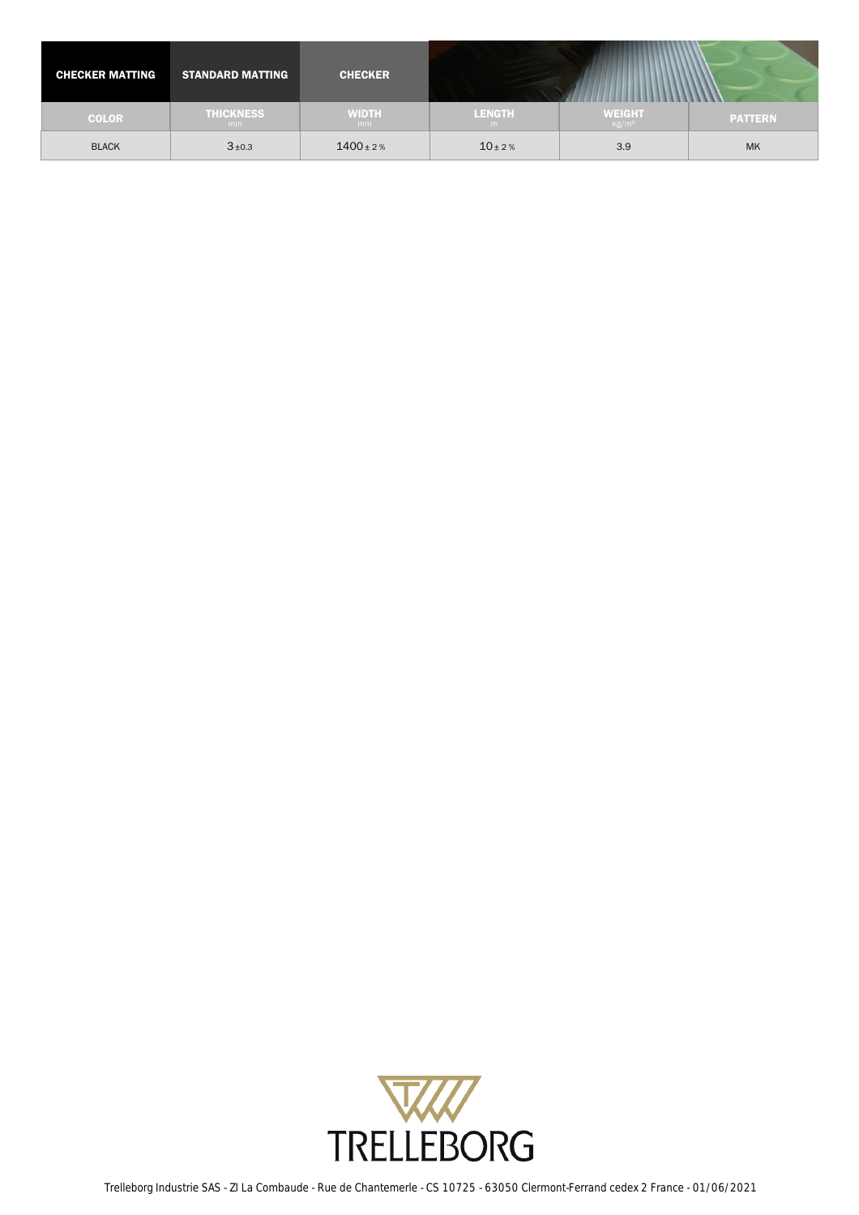| CHECKER MATTING | STANDARD MATTING | CHECKER | | | |
|---|---|---|---|---|---|
| **COLOR** | **THICKNESS** mm | **WIDTH** mm | **LENGTH** m | **WEIGHT** kg/m² | **PATTERN** |
| BLACK | 3 ±0.3 | 1400 ± 2 % | 10 ± 2 % | 3.9 | MK |

TRELLEBORG

Trelleborg Industrie SAS - ZI La Combaude - Rue de Chantemerle - CS 10725 - 63050 Clermont-Ferrand cedex 2 France - 01/06/2021